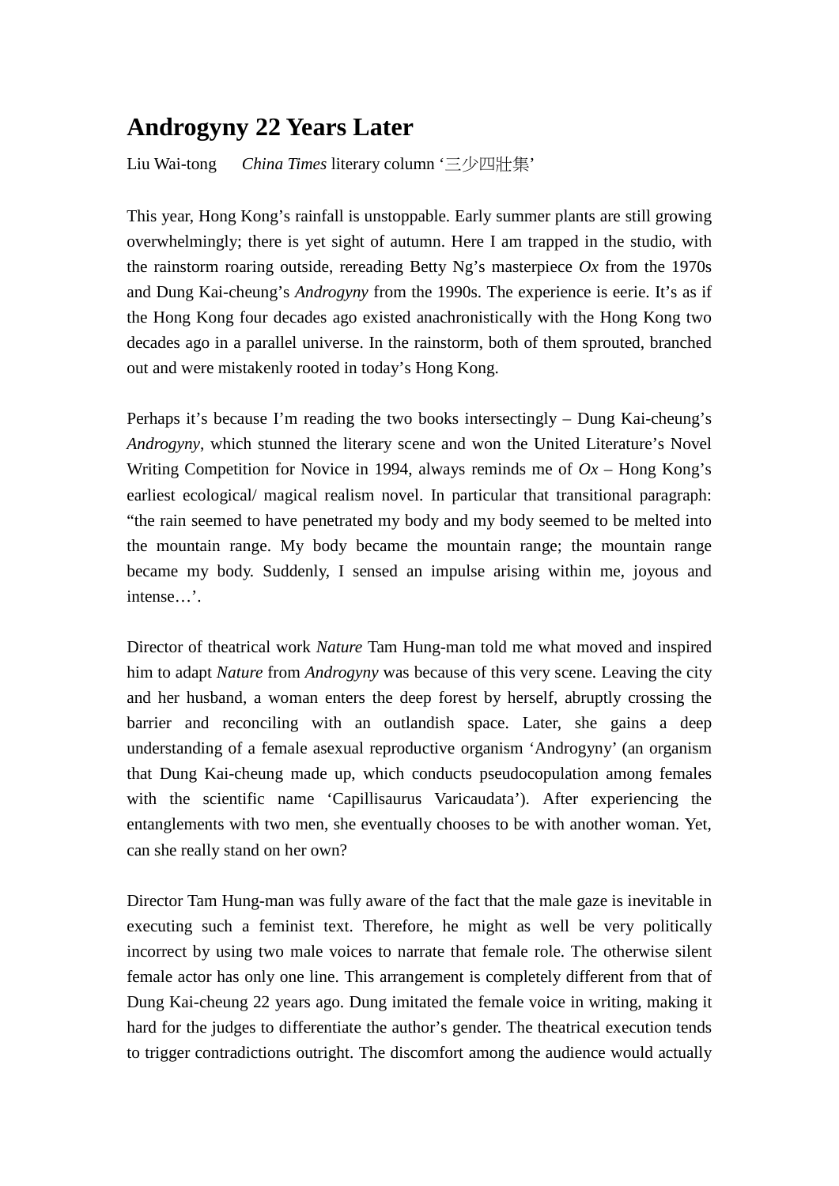# Androgyny 22 Years Later

Liu Wai-tong      *China Times* literary column '三少四壯集'

This year, Hong Kong's rainfall is unstoppable. Early summer plants are still growing overwhelmingly; there is yet sight of autumn. Here I am trapped in the studio, with the rainstorm roaring outside, rereading Betty Ng's masterpiece *Ox* from the 1970s and Dung Kai-cheung's *Androgyny* from the 1990s. The experience is eerie. It's as if the Hong Kong four decades ago existed anachronistically with the Hong Kong two decades ago in a parallel universe. In the rainstorm, both of them sprouted, branched out and were mistakenly rooted in today's Hong Kong.

Perhaps it's because I'm reading the two books intersectingly – Dung Kai-cheung's *Androgyny*, which stunned the literary scene and won the United Literature's Novel Writing Competition for Novice in 1994, always reminds me of *Ox* – Hong Kong's earliest ecological/ magical realism novel. In particular that transitional paragraph: "the rain seemed to have penetrated my body and my body seemed to be melted into the mountain range. My body became the mountain range; the mountain range became my body. Suddenly, I sensed an impulse arising within me, joyous and intense…'.

Director of theatrical work *Nature* Tam Hung-man told me what moved and inspired him to adapt *Nature* from *Androgyny* was because of this very scene. Leaving the city and her husband, a woman enters the deep forest by herself, abruptly crossing the barrier and reconciling with an outlandish space. Later, she gains a deep understanding of a female asexual reproductive organism 'Androgyny' (an organism that Dung Kai-cheung made up, which conducts pseudocopulation among females with the scientific name 'Capillisaurus Varicaudata'). After experiencing the entanglements with two men, she eventually chooses to be with another woman. Yet, can she really stand on her own?

Director Tam Hung-man was fully aware of the fact that the male gaze is inevitable in executing such a feminist text. Therefore, he might as well be very politically incorrect by using two male voices to narrate that female role. The otherwise silent female actor has only one line. This arrangement is completely different from that of Dung Kai-cheung 22 years ago. Dung imitated the female voice in writing, making it hard for the judges to differentiate the author's gender. The theatrical execution tends to trigger contradictions outright. The discomfort among the audience would actually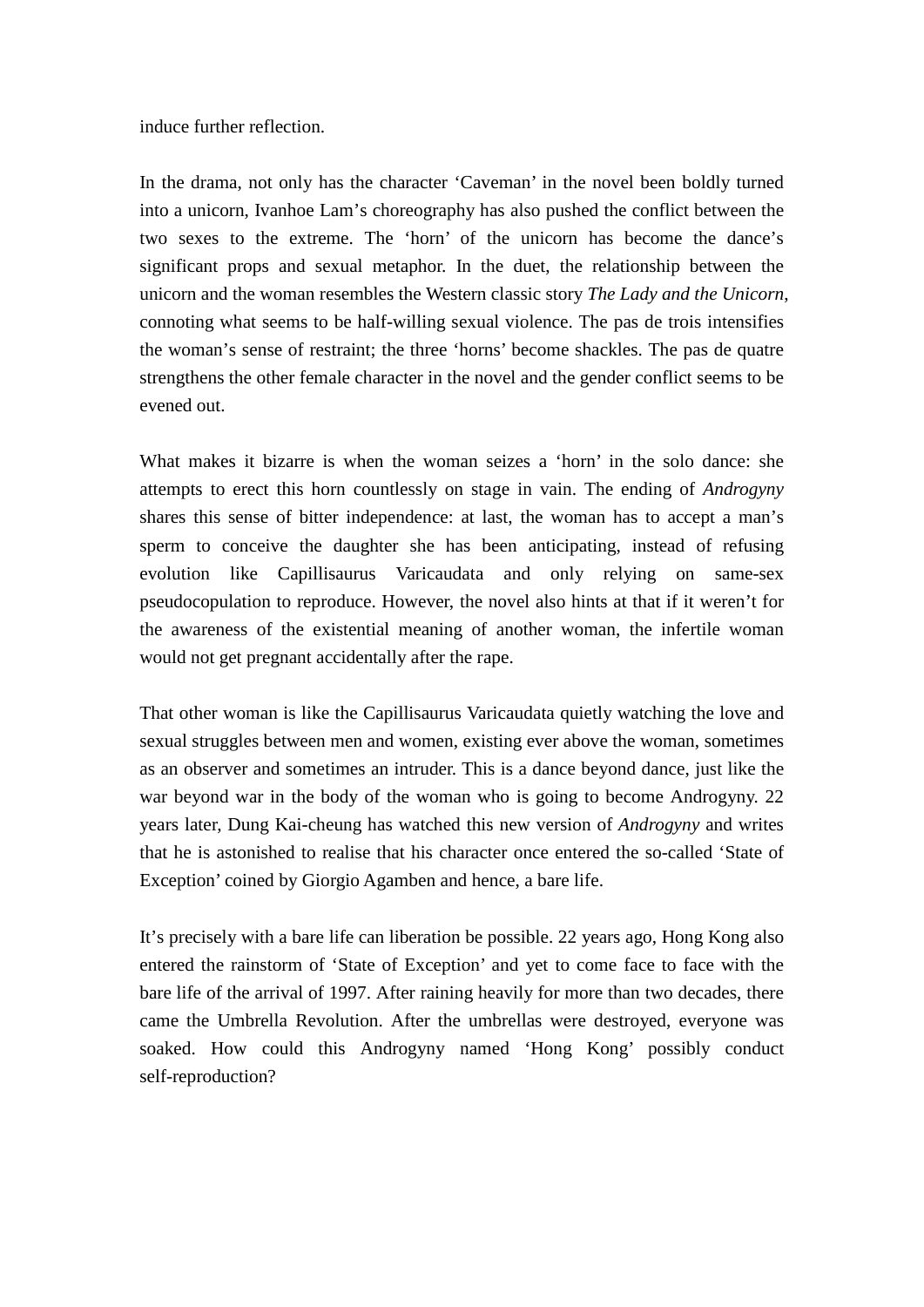induce further reflection.

In the drama, not only has the character ‘Caveman’ in the novel been boldly turned into a unicorn, Ivanhoe Lam’s choreography has also pushed the conflict between the two sexes to the extreme. The ‘horn’ of the unicorn has become the dance’s significant props and sexual metaphor. In the duet, the relationship between the unicorn and the woman resembles the Western classic story *The Lady and the Unicorn*, connoting what seems to be half-willing sexual violence. The pas de trois intensifies the woman’s sense of restraint; the three ‘horns’ become shackles. The pas de quatre strengthens the other female character in the novel and the gender conflict seems to be evened out.

What makes it bizarre is when the woman seizes a ‘horn’ in the solo dance: she attempts to erect this horn countlessly on stage in vain. The ending of *Androgyny* shares this sense of bitter independence: at last, the woman has to accept a man’s sperm to conceive the daughter she has been anticipating, instead of refusing evolution like Capillisaurus Varicaudata and only relying on same-sex pseudocopulation to reproduce. However, the novel also hints at that if it weren’t for the awareness of the existential meaning of another woman, the infertile woman would not get pregnant accidentally after the rape.

That other woman is like the Capillisaurus Varicaudata quietly watching the love and sexual struggles between men and women, existing ever above the woman, sometimes as an observer and sometimes an intruder. This is a dance beyond dance, just like the war beyond war in the body of the woman who is going to become Androgyny. 22 years later, Dung Kai-cheung has watched this new version of *Androgyny* and writes that he is astonished to realise that his character once entered the so-called ‘State of Exception’ coined by Giorgio Agamben and hence, a bare life.

It’s precisely with a bare life can liberation be possible. 22 years ago, Hong Kong also entered the rainstorm of ‘State of Exception’ and yet to come face to face with the bare life of the arrival of 1997. After raining heavily for more than two decades, there came the Umbrella Revolution. After the umbrellas were destroyed, everyone was soaked. How could this Androgyny named ‘Hong Kong’ possibly conduct self-reproduction?